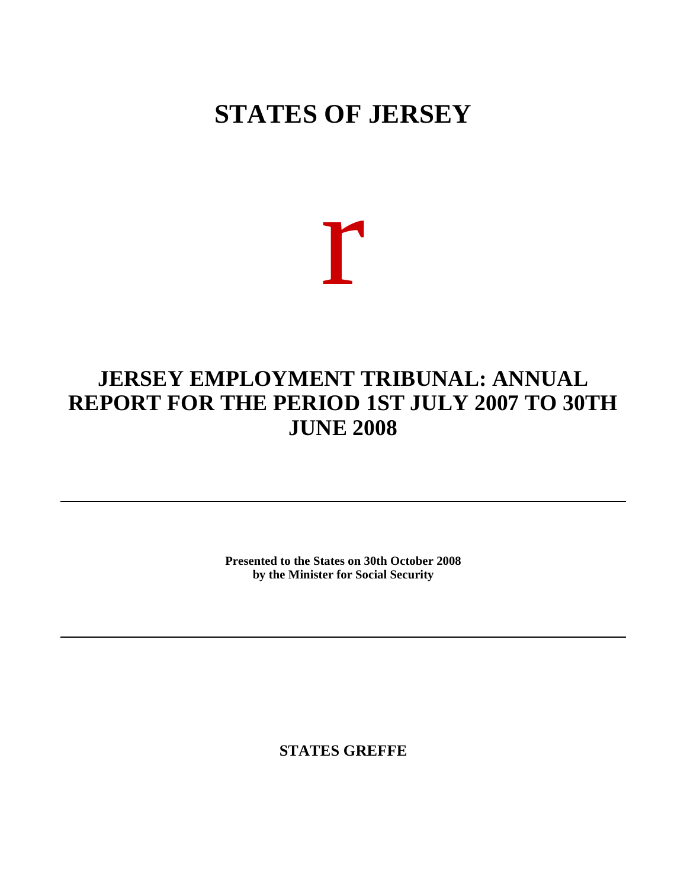# STATES OF JERSEY

r

# JERSEY EMPLOYMENT TRIBUNAL: ANNUAL REPORT FOR THE PERIOD 1ST JULY 2007 TO 30TH JUNE 2008

---

**Presented to the States on 30th October 2008**
**by the Minister for Social Security**

---

**STATES GREFFE**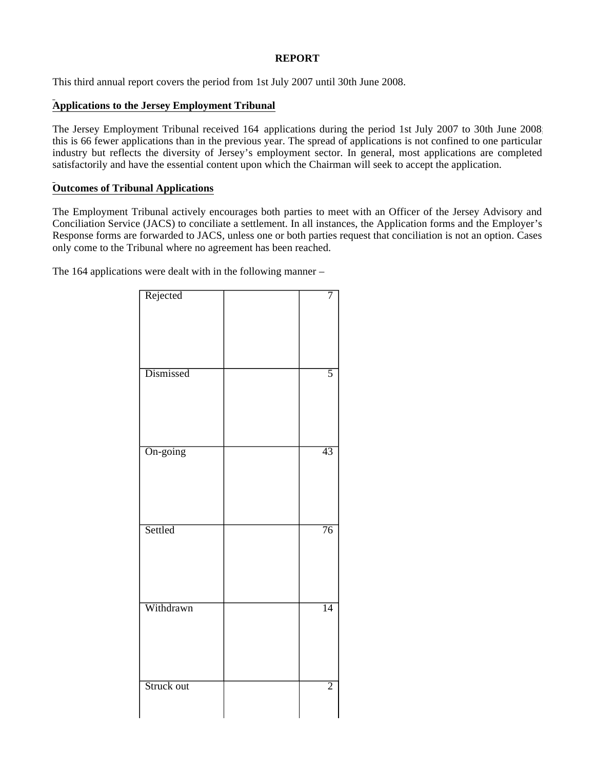**REPORT**

This third annual report covers the period from 1st July 2007 until 30th June 2008.

## Applications to the Jersey Employment Tribunal

The Jersey Employment Tribunal received 164 applications during the period 1st July 2007 to 30th June 2008; this is 66 fewer applications than in the previous year. The spread of applications is not confined to one particular industry but reflects the diversity of Jersey's employment sector. In general, most applications are completed satisfactorily and have the essential content upon which the Chairman will seek to accept the application.

## Outcomes of Tribunal Applications

The Employment Tribunal actively encourages both parties to meet with an Officer of the Jersey Advisory and Conciliation Service (JACS) to conciliate a settlement. In all instances, the Application forms and the Employer's Response forms are forwarded to JACS, unless one or both parties request that conciliation is not an option. Cases only come to the Tribunal where no agreement has been reached.

The 164 applications were dealt with in the following manner –

| | | |
|---|---|---|
| Rejected | | 7 |
| Dismissed | | 5 |
| On-going | | 43 |
| Settled | | 76 |
| Withdrawn | | 14 |
| Struck out | | 2 |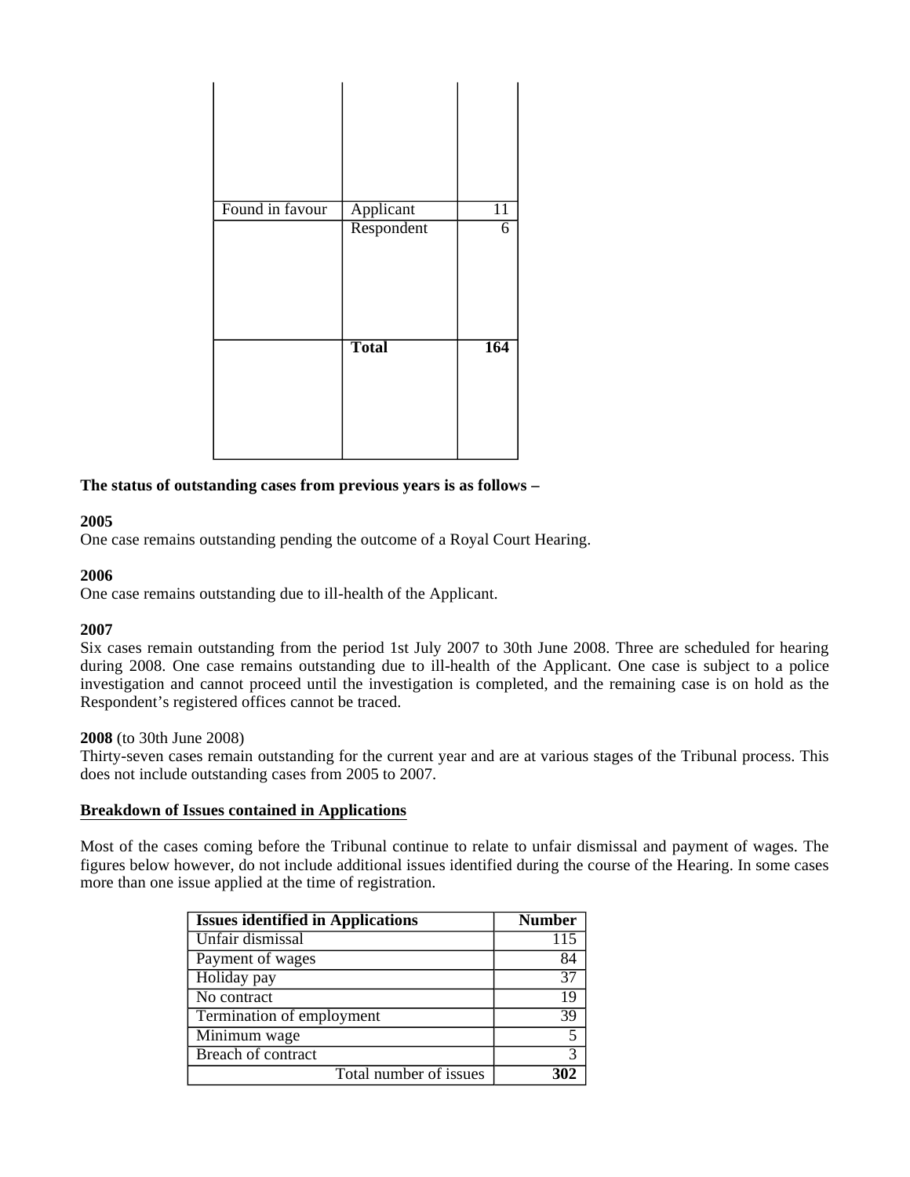| | | |
|---|---|---|
| Found in favour | Applicant | 11 |
| | Respondent | 6 |
| | **Total** | **164** |

**The status of outstanding cases from previous years is as follows –**

**2005**
One case remains outstanding pending the outcome of a Royal Court Hearing.

**2006**
One case remains outstanding due to ill-health of the Applicant.

**2007**
Six cases remain outstanding from the period 1st July 2007 to 30th June 2008. Three are scheduled for hearing during 2008. One case remains outstanding due to ill-health of the Applicant. One case is subject to a police investigation and cannot proceed until the investigation is completed, and the remaining case is on hold as the Respondent's registered offices cannot be traced.

**2008** (to 30th June 2008)
Thirty-seven cases remain outstanding for the current year and are at various stages of the Tribunal process. This does not include outstanding cases from 2005 to 2007.

**Breakdown of Issues contained in Applications**

Most of the cases coming before the Tribunal continue to relate to unfair dismissal and payment of wages. The figures below however, do not include additional issues identified during the course of the Hearing. In some cases more than one issue applied at the time of registration.

| Issues identified in Applications | Number |
|---|---|
| Unfair dismissal | 115 |
| Payment of wages | 84 |
| Holiday pay | 37 |
| No contract | 19 |
| Termination of employment | 39 |
| Minimum wage | 5 |
| Breach of contract | 3 |
| Total number of issues | **302** |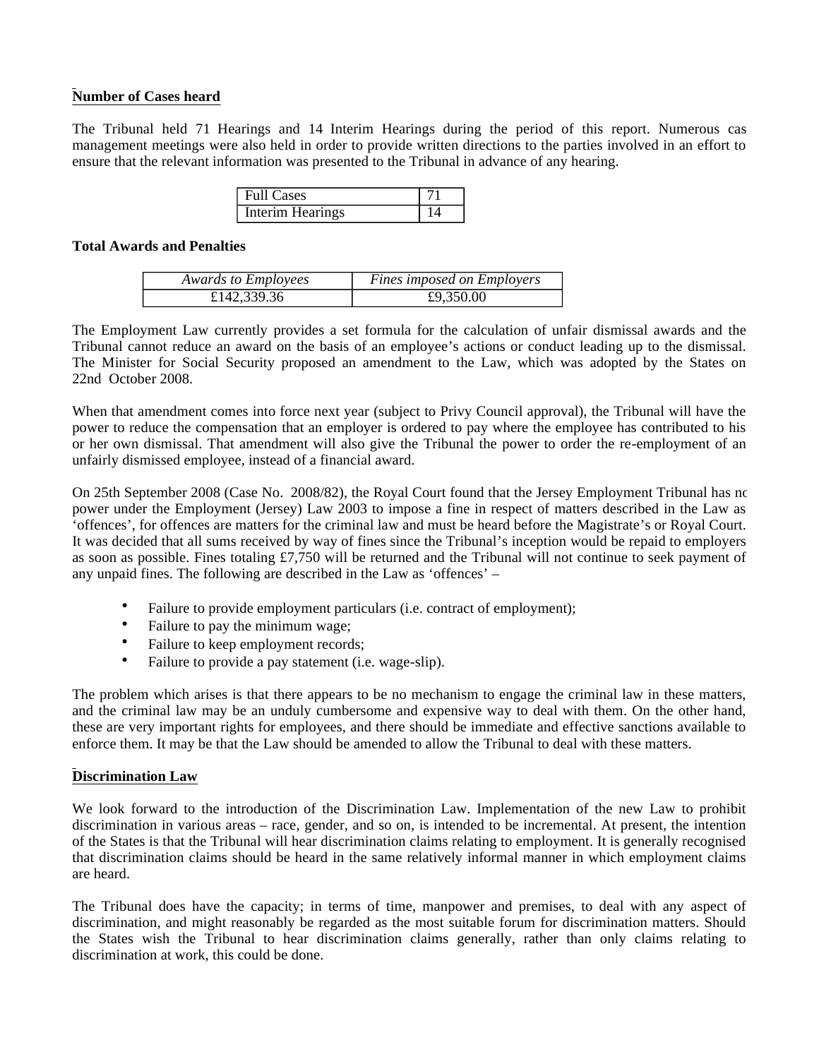**Number of Cases heard**

The Tribunal held 71 Hearings and 14 Interim Hearings during the period of this report. Numerous cas management meetings were also held in order to provide written directions to the parties involved in an effort to ensure that the relevant information was presented to the Tribunal in advance of any hearing.

| Full Cases | 71 |
|---|---|
| Interim Hearings | 14 |

**Total Awards and Penalties**

| *Awards to Employees* | *Fines imposed on Employers* |
|---|---|
| £142,339.36 | £9,350.00 |

The Employment Law currently provides a set formula for the calculation of unfair dismissal awards and the Tribunal cannot reduce an award on the basis of an employee's actions or conduct leading up to the dismissal. The Minister for Social Security proposed an amendment to the Law, which was adopted by the States on 22nd October 2008.

When that amendment comes into force next year (subject to Privy Council approval), the Tribunal will have the power to reduce the compensation that an employer is ordered to pay where the employee has contributed to his or her own dismissal. That amendment will also give the Tribunal the power to order the re-employment of an unfairly dismissed employee, instead of a financial award.

On 25th September 2008 (Case No. 2008/82), the Royal Court found that the Jersey Employment Tribunal has nc power under the Employment (Jersey) Law 2003 to impose a fine in respect of matters described in the Law as 'offences', for offences are matters for the criminal law and must be heard before the Magistrate's or Royal Court. It was decided that all sums received by way of fines since the Tribunal's inception would be repaid to employers as soon as possible. Fines totaling £7,750 will be returned and the Tribunal will not continue to seek payment of any unpaid fines. The following are described in the Law as 'offences' –

- Failure to provide employment particulars (i.e. contract of employment);
- Failure to pay the minimum wage;
- Failure to keep employment records;
- Failure to provide a pay statement (i.e. wage-slip).

The problem which arises is that there appears to be no mechanism to engage the criminal law in these matters, and the criminal law may be an unduly cumbersome and expensive way to deal with them. On the other hand, these are very important rights for employees, and there should be immediate and effective sanctions available to enforce them. It may be that the Law should be amended to allow the Tribunal to deal with these matters.

**Discrimination Law**

We look forward to the introduction of the Discrimination Law. Implementation of the new Law to prohibit discrimination in various areas – race, gender, and so on, is intended to be incremental. At present, the intention of the States is that the Tribunal will hear discrimination claims relating to employment. It is generally recognised that discrimination claims should be heard in the same relatively informal manner in which employment claims are heard.

The Tribunal does have the capacity; in terms of time, manpower and premises, to deal with any aspect of discrimination, and might reasonably be regarded as the most suitable forum for discrimination matters. Should the States wish the Tribunal to hear discrimination claims generally, rather than only claims relating to discrimination at work, this could be done.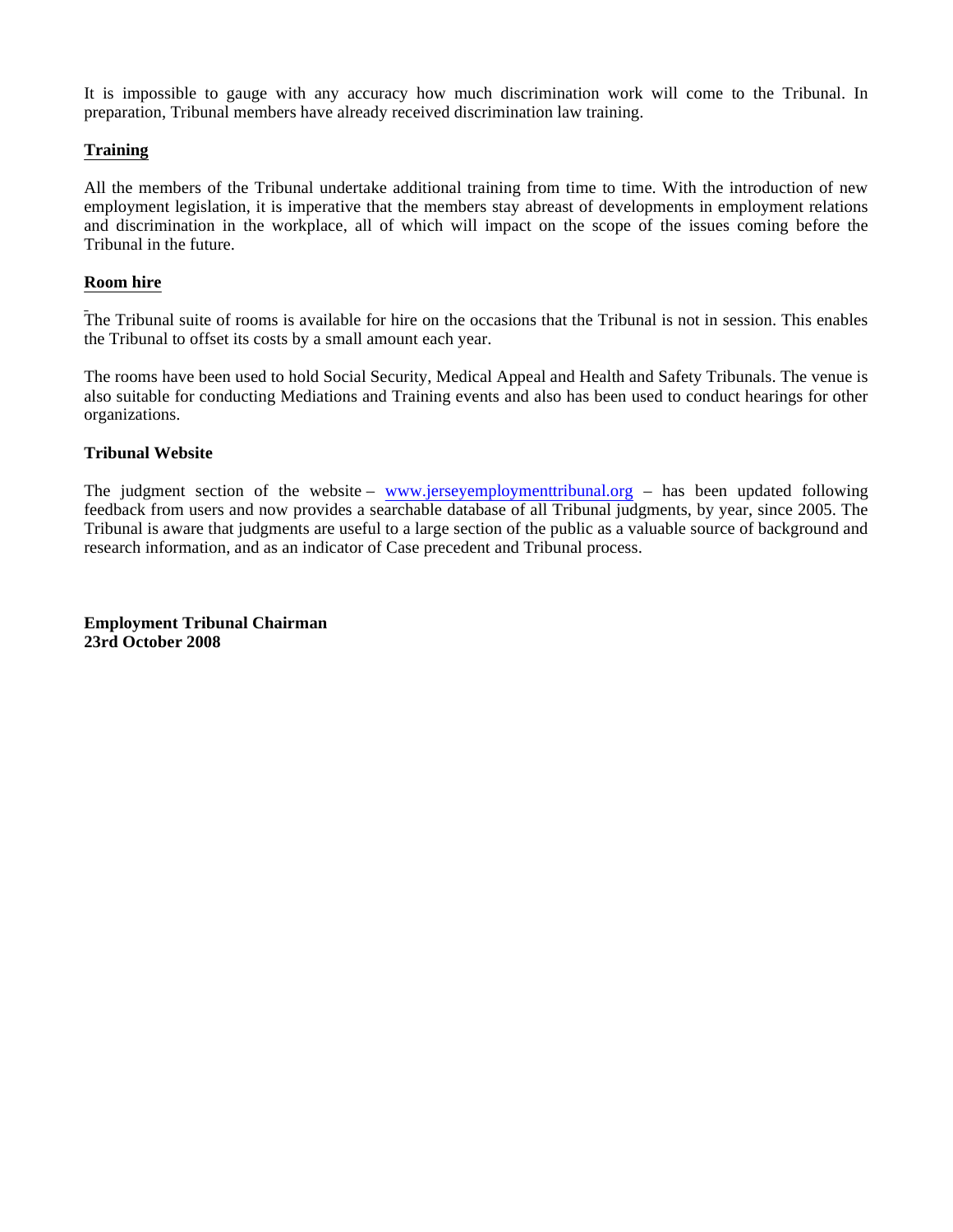It is impossible to gauge with any accuracy how much discrimination work will come to the Tribunal. In preparation, Tribunal members have already received discrimination law training.

## Training

All the members of the Tribunal undertake additional training from time to time. With the introduction of new employment legislation, it is imperative that the members stay abreast of developments in employment relations and discrimination in the workplace, all of which will impact on the scope of the issues coming before the Tribunal in the future.

## Room hire

The Tribunal suite of rooms is available for hire on the occasions that the Tribunal is not in session. This enables the Tribunal to offset its costs by a small amount each year.

The rooms have been used to hold Social Security, Medical Appeal and Health and Safety Tribunals. The venue is also suitable for conducting Mediations and Training events and also has been used to conduct hearings for other organizations.

## Tribunal Website

The judgment section of the website – www.jerseyemploymenttribunal.org – has been updated following feedback from users and now provides a searchable database of all Tribunal judgments, by year, since 2005. The Tribunal is aware that judgments are useful to a large section of the public as a valuable source of background and research information, and as an indicator of Case precedent and Tribunal process.

**Employment Tribunal Chairman**
**23rd October 2008**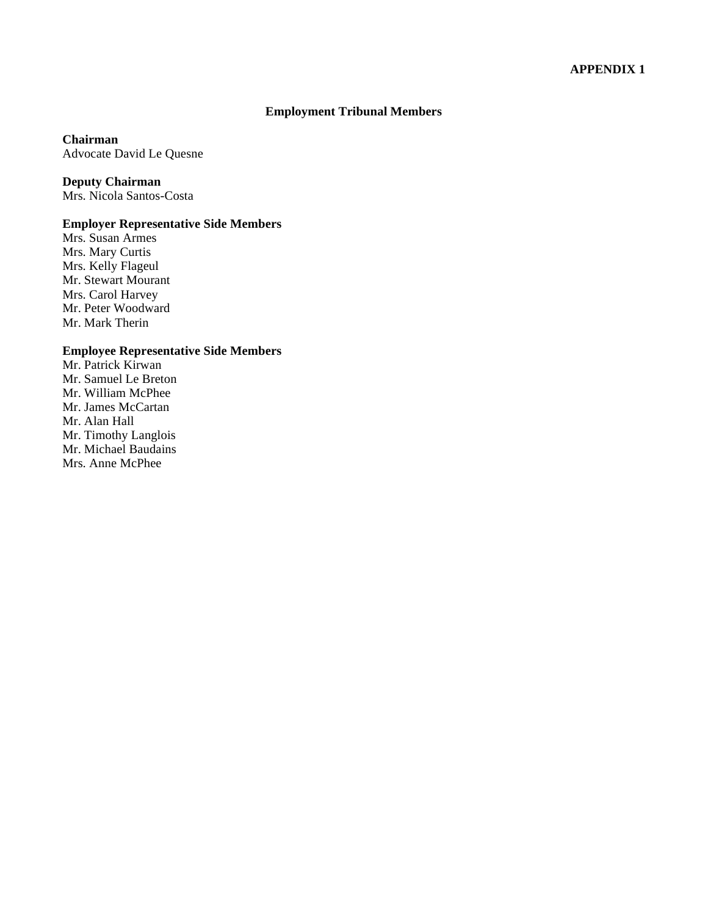**APPENDIX 1**

## Employment Tribunal Members

**Chairman**
Advocate David Le Quesne

**Deputy Chairman**
Mrs. Nicola Santos-Costa

**Employer Representative Side Members**
Mrs. Susan Armes
Mrs. Mary Curtis
Mrs. Kelly Flageul
Mr. Stewart Mourant
Mrs. Carol Harvey
Mr. Peter Woodward
Mr. Mark Therin

**Employee Representative Side Members**
Mr. Patrick Kirwan
Mr. Samuel Le Breton
Mr. William McPhee
Mr. James McCartan
Mr. Alan Hall
Mr. Timothy Langlois
Mr. Michael Baudains
Mrs. Anne McPhee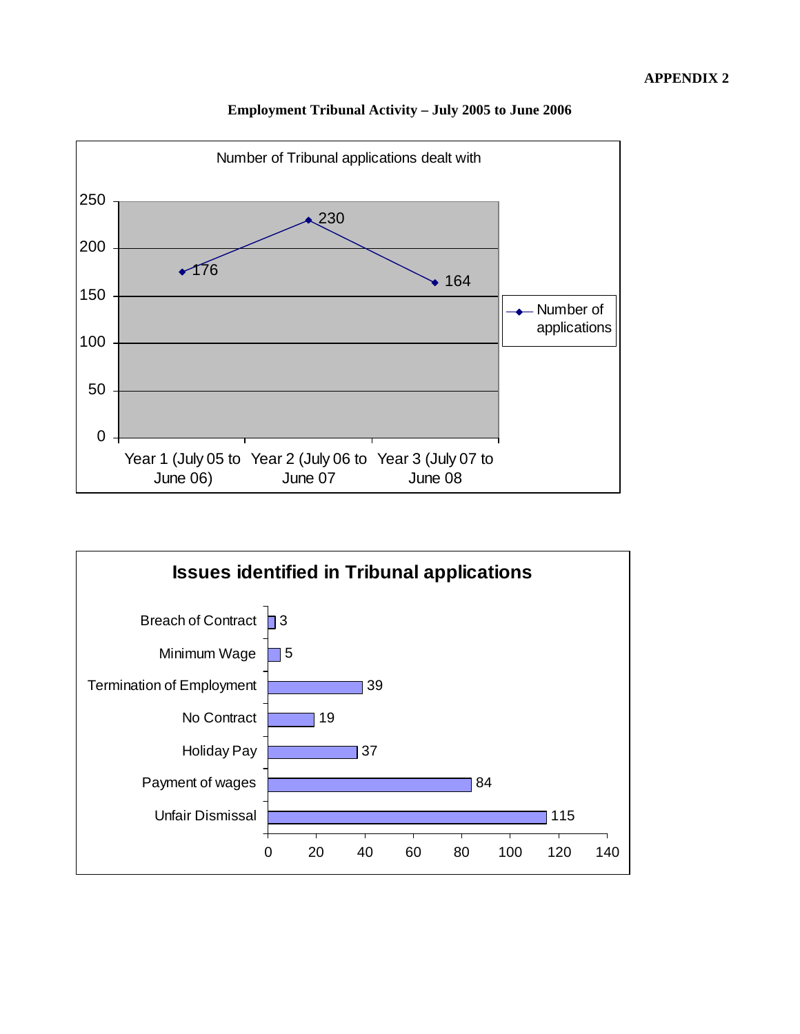**APPENDIX 2**

**Employment Tribunal Activity – July 2005 to June 2006**

Number of Tribunal applications dealt with

| Period | Number of applications |
|---|---|
| Year 1 (July 05 to June 06) | 176 |
| Year 2 (July 06 to June 07 | 230 |
| Year 3 (July 07 to June 08 | 164 |

**Issues identified in Tribunal applications**

| Issue | Number |
|---|---|
| Breach of Contract | 3 |
| Minimum Wage | 5 |
| Termination of Employment | 39 |
| No Contract | 19 |
| Holiday Pay | 37 |
| Payment of wages | 84 |
| Unfair Dismissal | 115 |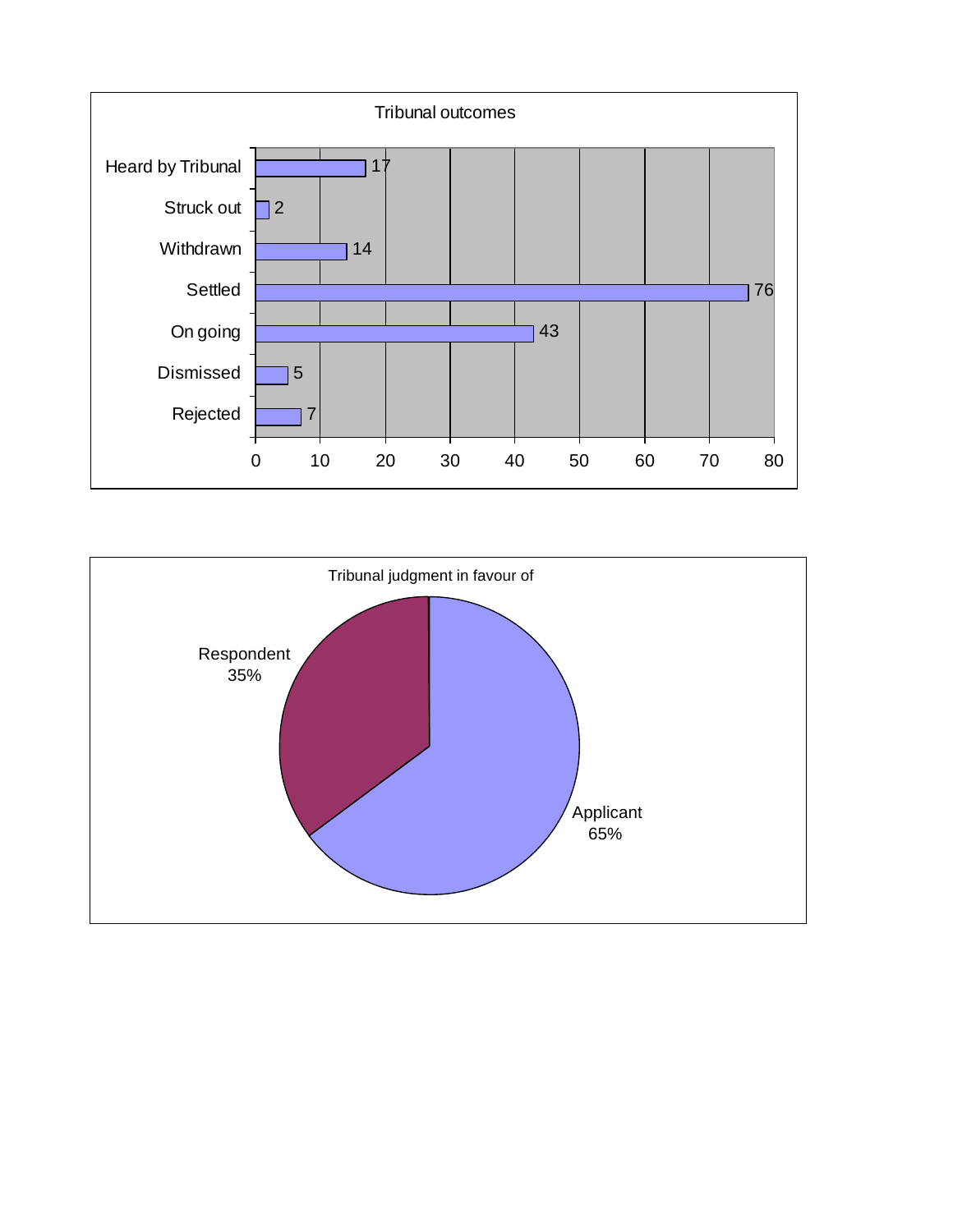Tribunal outcomes

Heard by Tribunal
17

Struck out
2

Withdrawn
14

Settled
76

On going
43

Dismissed
5

Rejected
7

0 10 20 30 40 50 60 70 80

Tribunal judgment in favour of

Respondent
35%

Applicant
65%